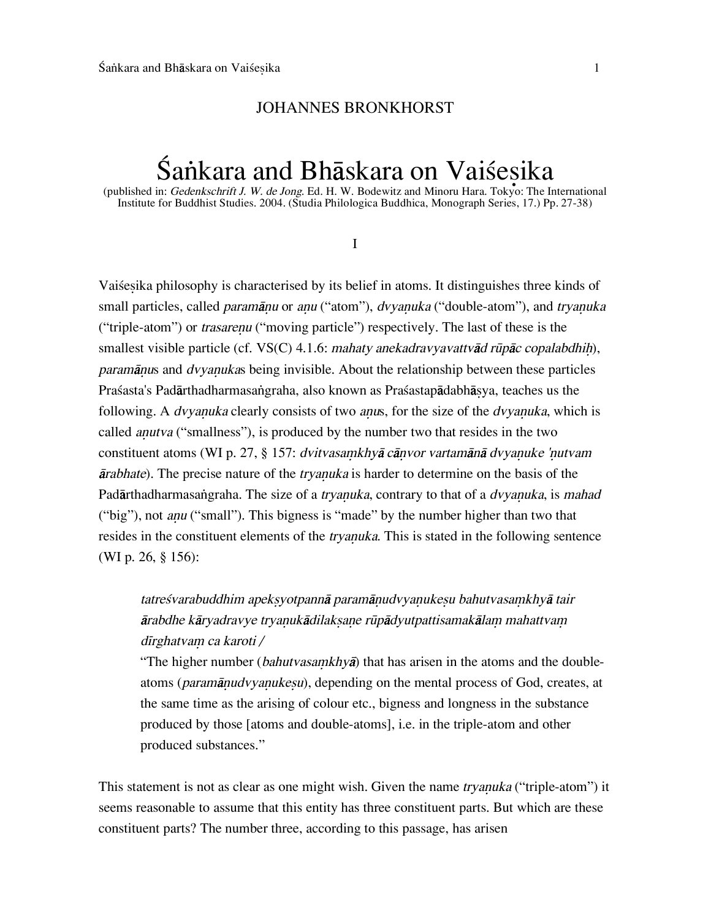JOHANNES BRONKHORST

# Śaṅkara and Bhāskara on Vaiśeṣika

(published in: *Gedenkschrift J. W. de Jong*. Ed. H. W. Bodewitz and Minoru Hara. Tokyo: The International Institute for Buddhist Studies. 2004. (Studia Philologica Buddhica, Monograph Series, 17.) Pp. 27-38)

## I

Vaiśeṣika philosophy is characterised by its belief in atoms. It distinguishes three kinds of small particles, called *paramāṇu* or *aṇu* ("atom"), *dvyaṇuka* ("double-atom"), and *tryaṇuka* ("triple-atom") or *trasareṇu* ("moving particle") respectively. The last of these is the smallest visible particle (cf. VS(C) 4.1.6: *mahaty anekadravyavattvād rūpāc copalabdhiḥ*), *paramāṇu*s and *dvyaṇuka*s being invisible. About the relationship between these particles Praśasta's Padārthadharmasaṅgraha, also known as Praśastapādabhāṣya, teaches us the following. A *dvyaṇuka* clearly consists of two *aṇu*s, for the size of the *dvyaṇuka*, which is called *aṇutva* ("smallness"), is produced by the number two that resides in the two constituent atoms (WI p. 27, § 157: *dvitvasaṃkhyā cāṇvor vartamānā dvyaṇuke 'ṇutvam ārabhate*). The precise nature of the *tryaṇuka* is harder to determine on the basis of the Padārthadharmasaṅgraha. The size of a *tryaṇuka*, contrary to that of a *dvyaṇuka*, is *mahad* ("big"), not *aṇu* ("small"). This bigness is "made" by the number higher than two that resides in the constituent elements of the *tryaṇuka*. This is stated in the following sentence (WI p. 26, § 156):

> *tatreśvarabuddhim apekṣyotpannā paramāṇudvyaṇukeṣu bahutvasaṃkhyā tair ārabdhe kāryadravye tryaṇukādilakṣaṇe rūpādyutpattisamakālaṃ mahattvaṃ dīrghatvaṃ ca karoti /*
>
> "The higher number (*bahutvasaṃkhyā*) that has arisen in the atoms and the double-atoms (*paramāṇudvyaṇukeṣu*), depending on the mental process of God, creates, at the same time as the arising of colour etc., bigness and longness in the substance produced by those [atoms and double-atoms], i.e. in the triple-atom and other produced substances."

This statement is not as clear as one might wish. Given the name *tryaṇuka* ("triple-atom") it seems reasonable to assume that this entity has three constituent parts. But which are these constituent parts? The number three, according to this passage, has arisen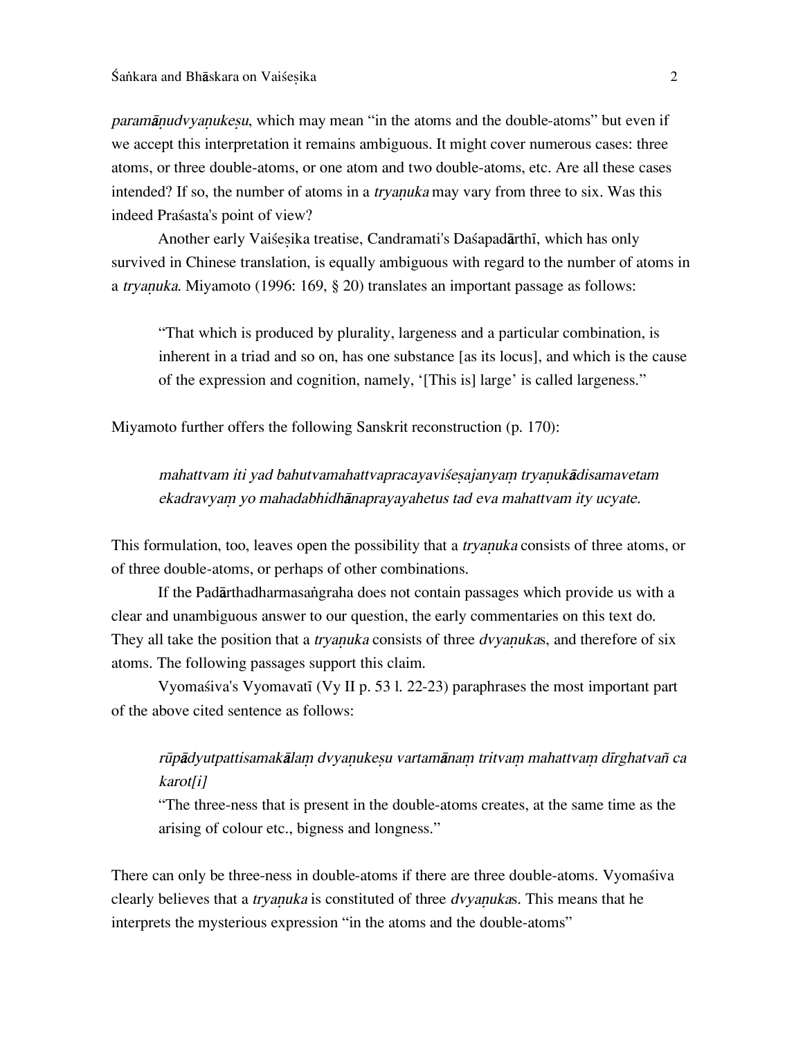*paramāṇudvyaṇukeṣu*, which may mean "in the atoms and the double-atoms" but even if we accept this interpretation it remains ambiguous. It might cover numerous cases: three atoms, or three double-atoms, or one atom and two double-atoms, etc. Are all these cases intended? If so, the number of atoms in a *tryaṇuka* may vary from three to six. Was this indeed Praśasta's point of view?

Another early Vaiśeṣika treatise, Candramati's Daśapadārthī, which has only survived in Chinese translation, is equally ambiguous with regard to the number of atoms in a *tryaṇuka*. Miyamoto (1996: 169, § 20) translates an important passage as follows:

> "That which is produced by plurality, largeness and a particular combination, is inherent in a triad and so on, has one substance [as its locus], and which is the cause of the expression and cognition, namely, '[This is] large' is called largeness."

Miyamoto further offers the following Sanskrit reconstruction (p. 170):

> *mahattvam iti yad bahutvamahattvapracayaviśeṣajanyaṃ tryaṇukādisamavetam ekadravyaṃ yo mahadabhidhānaprayayahetus tad eva mahattvam ity ucyate.*

This formulation, too, leaves open the possibility that a *tryaṇuka* consists of three atoms, or of three double-atoms, or perhaps of other combinations.

If the Padārthadharmasaṅgraha does not contain passages which provide us with a clear and unambiguous answer to our question, the early commentaries on this text do. They all take the position that a *tryaṇuka* consists of three *dvyaṇuka*s, and therefore of six atoms. The following passages support this claim.

Vyomaśiva's Vyomavatī (Vy II p. 53 l. 22-23) paraphrases the most important part of the above cited sentence as follows:

> *rūpādyutpattisamakālaṃ dvyaṇukeṣu vartamānaṃ tritvaṃ mahattvaṃ dīrghatvañ ca karot[i]*
> "The three-ness that is present in the double-atoms creates, at the same time as the arising of colour etc., bigness and longness."

There can only be three-ness in double-atoms if there are three double-atoms. Vyomaśiva clearly believes that a *tryaṇuka* is constituted of three *dvyaṇuka*s. This means that he interprets the mysterious expression "in the atoms and the double-atoms"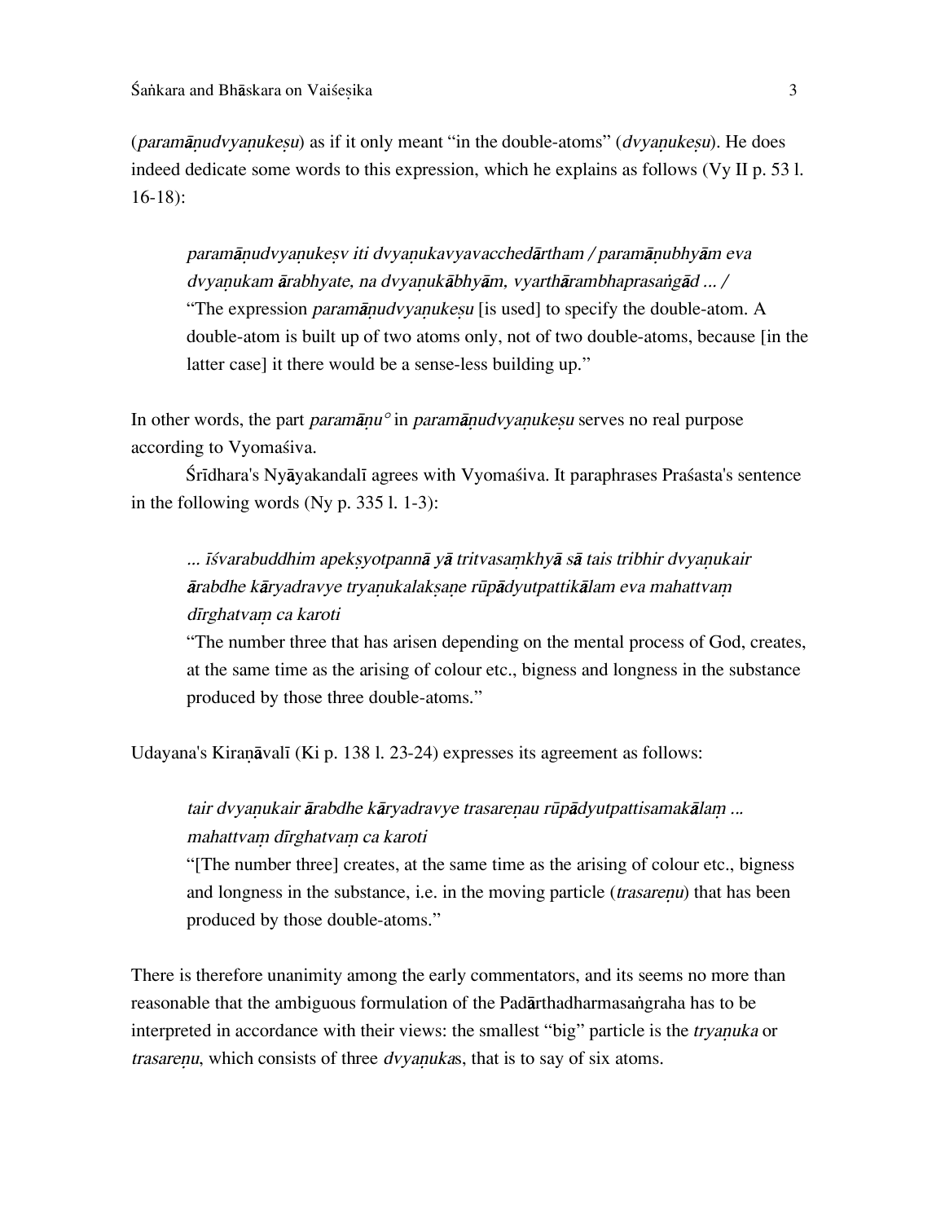(*paramāṇudvyaṇukeṣu*) as if it only meant "in the double-atoms" (*dvyaṇukeṣu*). He does indeed dedicate some words to this expression, which he explains as follows (Vy II p. 53 l. 16-18):

> *paramāṇudvyaṇukeṣv iti dvyaṇukavyavacchedārtham / paramāṇubhyām eva dvyaṇukam ārabhyate, na dvyaṇukābhyām, vyarthārambhaprasaṅgād ... /*
> "The expression *paramāṇudvyaṇukeṣu* [is used] to specify the double-atom. A double-atom is built up of two atoms only, not of two double-atoms, because [in the latter case] it there would be a sense-less building up."

In other words, the part *paramāṇu°* in *paramāṇudvyaṇukeṣu* serves no real purpose according to Vyomaśiva.

Śrīdhara's Nyāyakandalī agrees with Vyomaśiva. It paraphrases Praśasta's sentence in the following words (Ny p. 335 l. 1-3):

> *... īśvarabuddhim apekṣyotpannā yā tritvasaṃkhyā sā tais tribhir dvyaṇukair ārabdhe kāryadravye tryaṇukalakṣaṇe rūpādyutpattikālam eva mahattvaṃ dīrghatvaṃ ca karoti*
> "The number three that has arisen depending on the mental process of God, creates, at the same time as the arising of colour etc., bigness and longness in the substance produced by those three double-atoms."

Udayana's Kiraṇāvalī (Ki p. 138 l. 23-24) expresses its agreement as follows:

> *tair dvyaṇukair ārabdhe kāryadravye trasareṇau rūpādyutpattisamakālaṃ ... mahattvaṃ dīrghatvaṃ ca karoti*
> "[The number three] creates, at the same time as the arising of colour etc., bigness and longness in the substance, i.e. in the moving particle (*trasareṇu*) that has been produced by those double-atoms."

There is therefore unanimity among the early commentators, and its seems no more than reasonable that the ambiguous formulation of the Padārthadharmasaṅgraha has to be interpreted in accordance with their views: the smallest "big" particle is the *tryaṇuka* or *trasareṇu*, which consists of three *dvyaṇuka*s, that is to say of six atoms.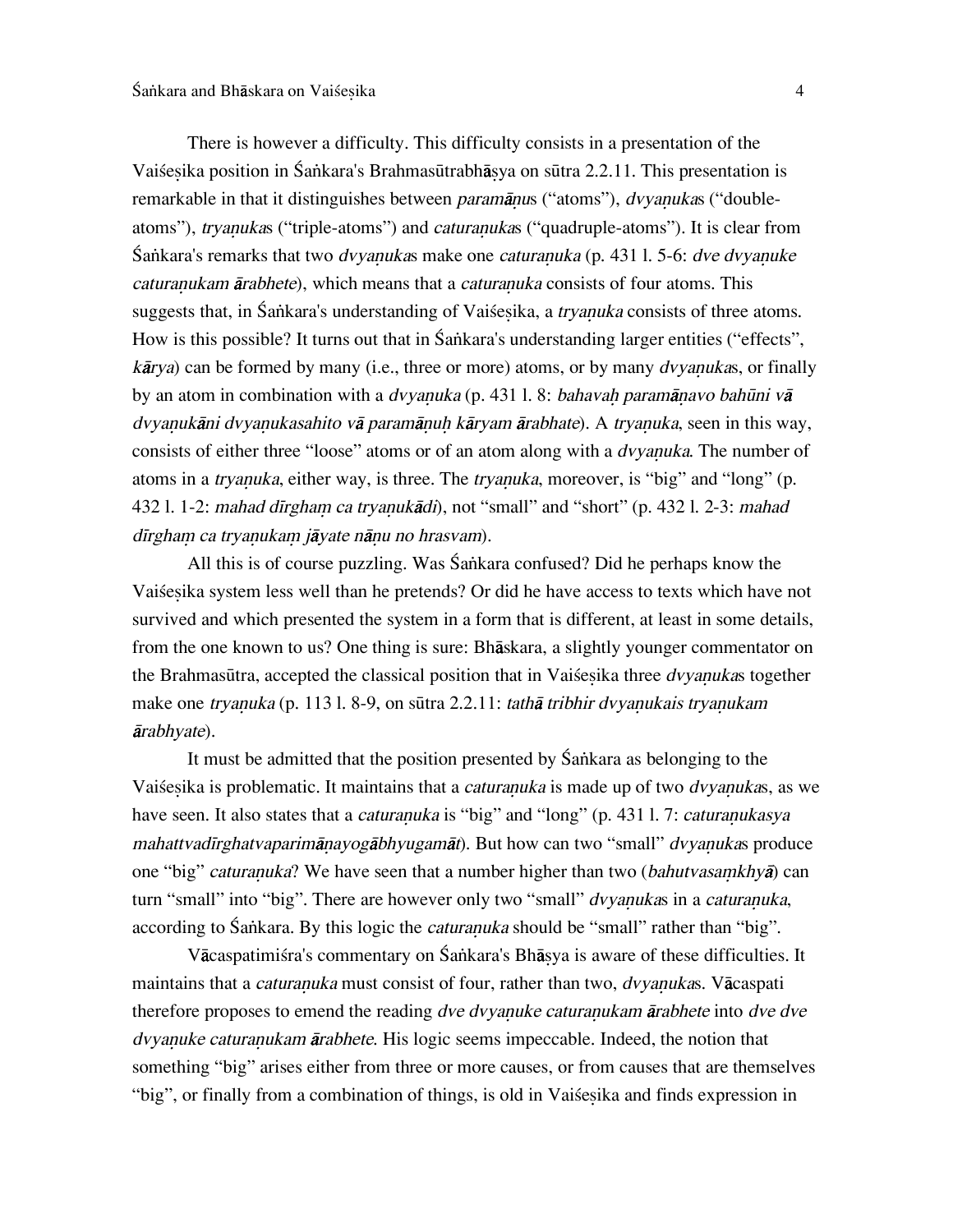There is however a difficulty. This difficulty consists in a presentation of the Vaiśeṣika position in Śaṅkara's Brahmasūtrabhāṣya on sūtra 2.2.11. This presentation is remarkable in that it distinguishes between *paramāṇu*s ("atoms"), *dvyaṇuka*s ("double-atoms"), *tryaṇuka*s ("triple-atoms") and *caturaṇuka*s ("quadruple-atoms"). It is clear from Śaṅkara's remarks that two *dvyaṇuka*s make one *caturaṇuka* (p. 431 l. 5-6: *dve dvyaṇuke caturaṇukam ārabhete*), which means that a *caturaṇuka* consists of four atoms. This suggests that, in Śaṅkara's understanding of Vaiśeṣika, a *tryaṇuka* consists of three atoms. How is this possible? It turns out that in Śaṅkara's understanding larger entities ("effects", *kārya*) can be formed by many (i.e., three or more) atoms, or by many *dvyaṇuka*s, or finally by an atom in combination with a *dvyaṇuka* (p. 431 l. 8: *bahavaḥ paramāṇavo bahūni vā dvyaṇukāni dvyaṇukasahito vā paramāṇuḥ kāryam ārabhate*). A *tryaṇuka*, seen in this way, consists of either three "loose" atoms or of an atom along with a *dvyaṇuka*. The number of atoms in a *tryaṇuka*, either way, is three. The *tryaṇuka*, moreover, is "big" and "long" (p. 432 l. 1-2: *mahad dīrghaṃ ca tryaṇukādi*), not "small" and "short" (p. 432 l. 2-3: *mahad dīrghaṃ ca tryaṇukaṃ jāyate nāṇu no hrasvam*).

All this is of course puzzling. Was Śaṅkara confused? Did he perhaps know the Vaiśeṣika system less well than he pretends? Or did he have access to texts which have not survived and which presented the system in a form that is different, at least in some details, from the one known to us? One thing is sure: Bhāskara, a slightly younger commentator on the Brahmasūtra, accepted the classical position that in Vaiśeṣika three *dvyaṇuka*s together make one *tryaṇuka* (p. 113 l. 8-9, on sūtra 2.2.11: *tathā tribhir dvyaṇukais tryaṇukam ārabhyate*).

It must be admitted that the position presented by Śaṅkara as belonging to the Vaiśeṣika is problematic. It maintains that a *caturaṇuka* is made up of two *dvyaṇuka*s, as we have seen. It also states that a *caturaṇuka* is "big" and "long" (p. 431 l. 7: *caturaṇukasya mahattvadīrghatvaparimāṇayogābhyugamāt*). But how can two "small" *dvyaṇuka*s produce one "big" *caturaṇuka*? We have seen that a number higher than two (*bahutvasaṃkhyā*) can turn "small" into "big". There are however only two "small" *dvyaṇuka*s in a *caturaṇuka*, according to Śaṅkara. By this logic the *caturaṇuka* should be "small" rather than "big".

Vācaspatimiśra's commentary on Śaṅkara's Bhāṣya is aware of these difficulties. It maintains that a *caturaṇuka* must consist of four, rather than two, *dvyaṇuka*s. Vācaspati therefore proposes to emend the reading *dve dvyaṇuke caturaṇukam ārabhete* into *dve dve dvyaṇuke caturaṇukam ārabhete*. His logic seems impeccable. Indeed, the notion that something "big" arises either from three or more causes, or from causes that are themselves "big", or finally from a combination of things, is old in Vaiśeṣika and finds expression in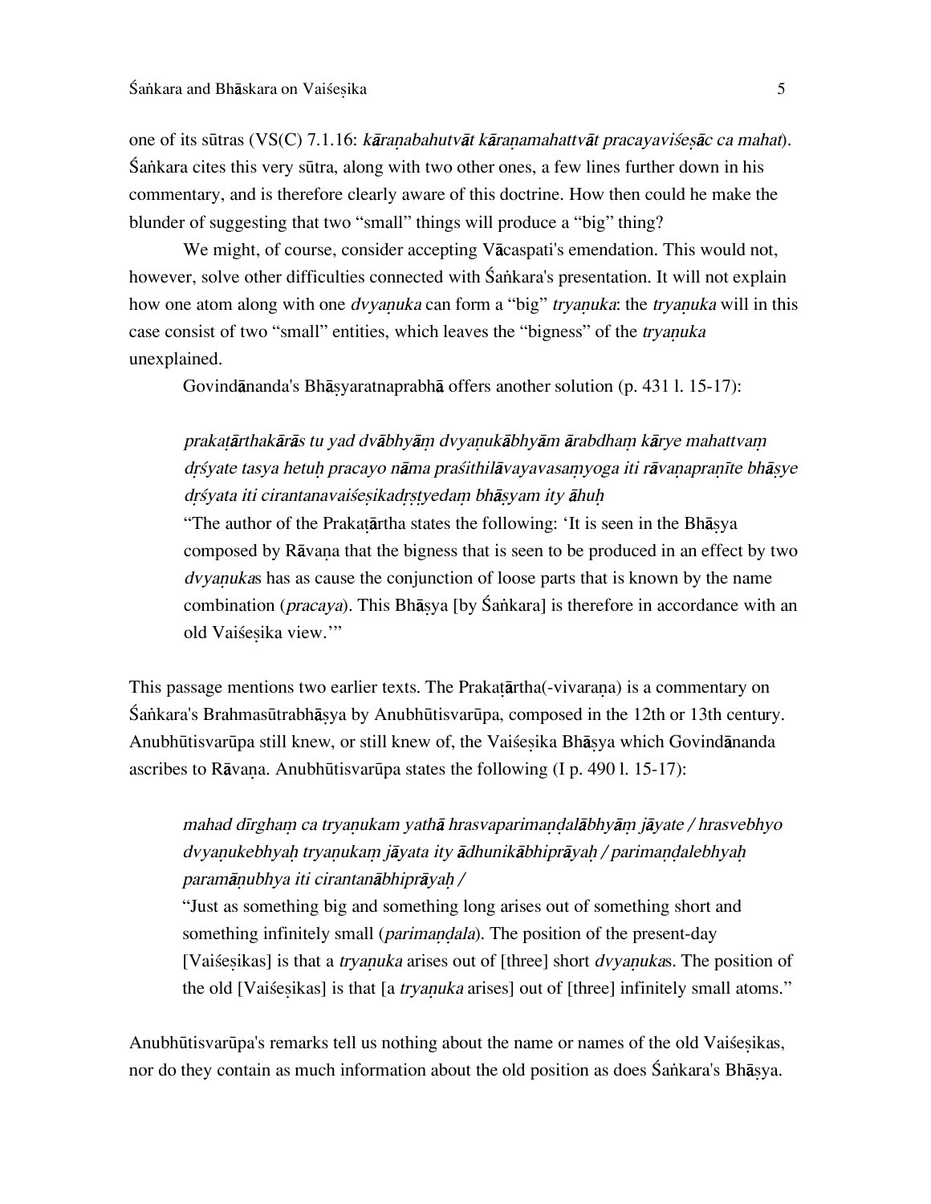one of its sūtras (VS(C) 7.1.16: *kāraṇabahutvāt kāraṇamahattvāt pracayaviśeṣāc ca mahat*). Śaṅkara cites this very sūtra, along with two other ones, a few lines further down in his commentary, and is therefore clearly aware of this doctrine. How then could he make the blunder of suggesting that two "small" things will produce a "big" thing?

We might, of course, consider accepting Vācaspati's emendation. This would not, however, solve other difficulties connected with Śaṅkara's presentation. It will not explain how one atom along with one *dvyaṇuka* can form a "big" *tryaṇuka*: the *tryaṇuka* will in this case consist of two "small" entities, which leaves the "bigness" of the *tryaṇuka* unexplained.

Govindānanda's Bhāṣyaratnaprabhā offers another solution (p. 431 l. 15-17):

> *prakaṭārthakārās tu yad dvābhyāṃ dvyaṇukābhyām ārabdhaṃ kārye mahattvaṃ dṛśyate tasya hetuḥ pracayo nāma praśithilāvayavasaṃyoga iti rāvaṇapraṇīte bhāṣye dṛśyata iti cirantanavaiśeṣikadṛṣṭyedaṃ bhāṣyam ity āhuḥ*
>
> "The author of the Prakaṭārtha states the following: 'It is seen in the Bhāṣya composed by Rāvaṇa that the bigness that is seen to be produced in an effect by two *dvyaṇuka*s has as cause the conjunction of loose parts that is known by the name combination (*pracaya*). This Bhāṣya [by Śaṅkara] is therefore in accordance with an old Vaiśeṣika view.'"

This passage mentions two earlier texts. The Prakaṭārtha(-vivaraṇa) is a commentary on Śaṅkara's Brahmasūtrabhāṣya by Anubhūtisvarūpa, composed in the 12th or 13th century. Anubhūtisvarūpa still knew, or still knew of, the Vaiśeṣika Bhāṣya which Govindānanda ascribes to Rāvaṇa. Anubhūtisvarūpa states the following (I p. 490 l. 15-17):

> *mahad dīrghaṃ ca tryaṇukam yathā hrasvaparimaṇḍalābhyāṃ jāyate / hrasvebhyo dvyaṇukebhyaḥ tryaṇukaṃ jāyata ity ādhunikābhiprāyaḥ / parimaṇḍalebhyaḥ paramāṇubhya iti cirantanābhiprāyaḥ /*
>
> "Just as something big and something long arises out of something short and something infinitely small (*parimaṇḍala*). The position of the present-day [Vaiśeṣikas] is that a *tryaṇuka* arises out of [three] short *dvyaṇuka*s. The position of the old [Vaiśeṣikas] is that [a *tryaṇuka* arises] out of [three] infinitely small atoms."

Anubhūtisvarūpa's remarks tell us nothing about the name or names of the old Vaiśeṣikas, nor do they contain as much information about the old position as does Śaṅkara's Bhāṣya.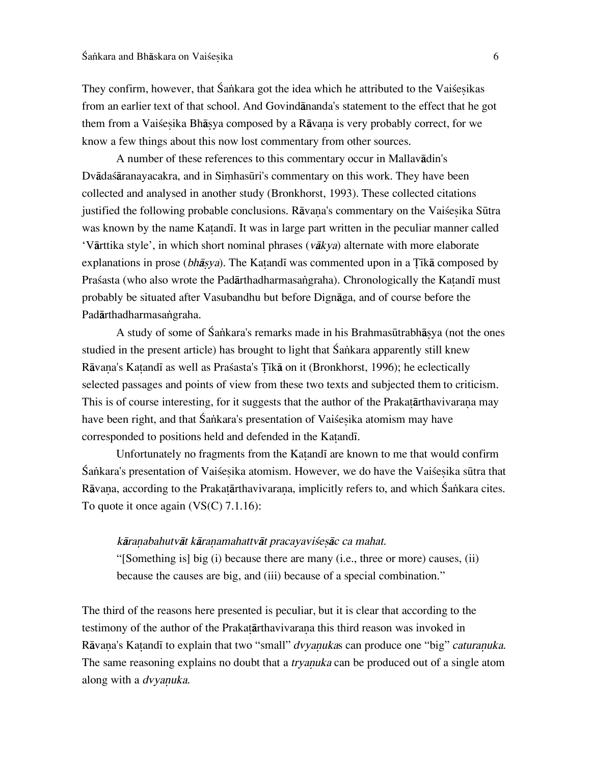They confirm, however, that Śaṅkara got the idea which he attributed to the Vaiśeṣikas from an earlier text of that school. And Govindānanda's statement to the effect that he got them from a Vaiśeṣika Bhāṣya composed by a Rāvaṇa is very probably correct, for we know a few things about this now lost commentary from other sources.

A number of these references to this commentary occur in Mallavādin's Dvādaśāranayacakra, and in Siṃhasūri's commentary on this work. They have been collected and analysed in another study (Bronkhorst, 1993). These collected citations justified the following probable conclusions. Rāvaṇa's commentary on the Vaiśeṣika Sūtra was known by the name Kaṭandī. It was in large part written in the peculiar manner called 'Vārttika style', in which short nominal phrases (*vākya*) alternate with more elaborate explanations in prose (*bhāṣya*). The Kaṭandī was commented upon in a Ṭīkā composed by Praśasta (who also wrote the Padārthadharmasaṅgraha). Chronologically the Kaṭandī must probably be situated after Vasubandhu but before Dignāga, and of course before the Padārthadharmasaṅgraha.

A study of some of Śaṅkara's remarks made in his Brahmasūtrabhāṣya (not the ones studied in the present article) has brought to light that Śaṅkara apparently still knew Rāvaṇa's Kaṭandī as well as Praśasta's Ṭīkā on it (Bronkhorst, 1996); he eclectically selected passages and points of view from these two texts and subjected them to criticism. This is of course interesting, for it suggests that the author of the Prakaṭārthavivaraṇa may have been right, and that Śaṅkara's presentation of Vaiśeṣika atomism may have corresponded to positions held and defended in the Kaṭandī.

Unfortunately no fragments from the Kaṭandī are known to me that would confirm Śaṅkara's presentation of Vaiśeṣika atomism. However, we do have the Vaiśeṣika sūtra that Rāvaṇa, according to the Prakaṭārthavivaraṇa, implicitly refers to, and which Śaṅkara cites. To quote it once again (VS(C) 7.1.16):

> *kāraṇabahutvāt kāraṇamahattvāt pracayaviśeṣāc ca mahat.*
> "[Something is] big (i) because there are many (i.e., three or more) causes, (ii) because the causes are big, and (iii) because of a special combination."

The third of the reasons here presented is peculiar, but it is clear that according to the testimony of the author of the Prakaṭārthavivaraṇa this third reason was invoked in Rāvaṇa's Kaṭandī to explain that two "small" *dvyaṇuka*s can produce one "big" *caturaṇuka*. The same reasoning explains no doubt that a *tryaṇuka* can be produced out of a single atom along with a *dvyaṇuka*.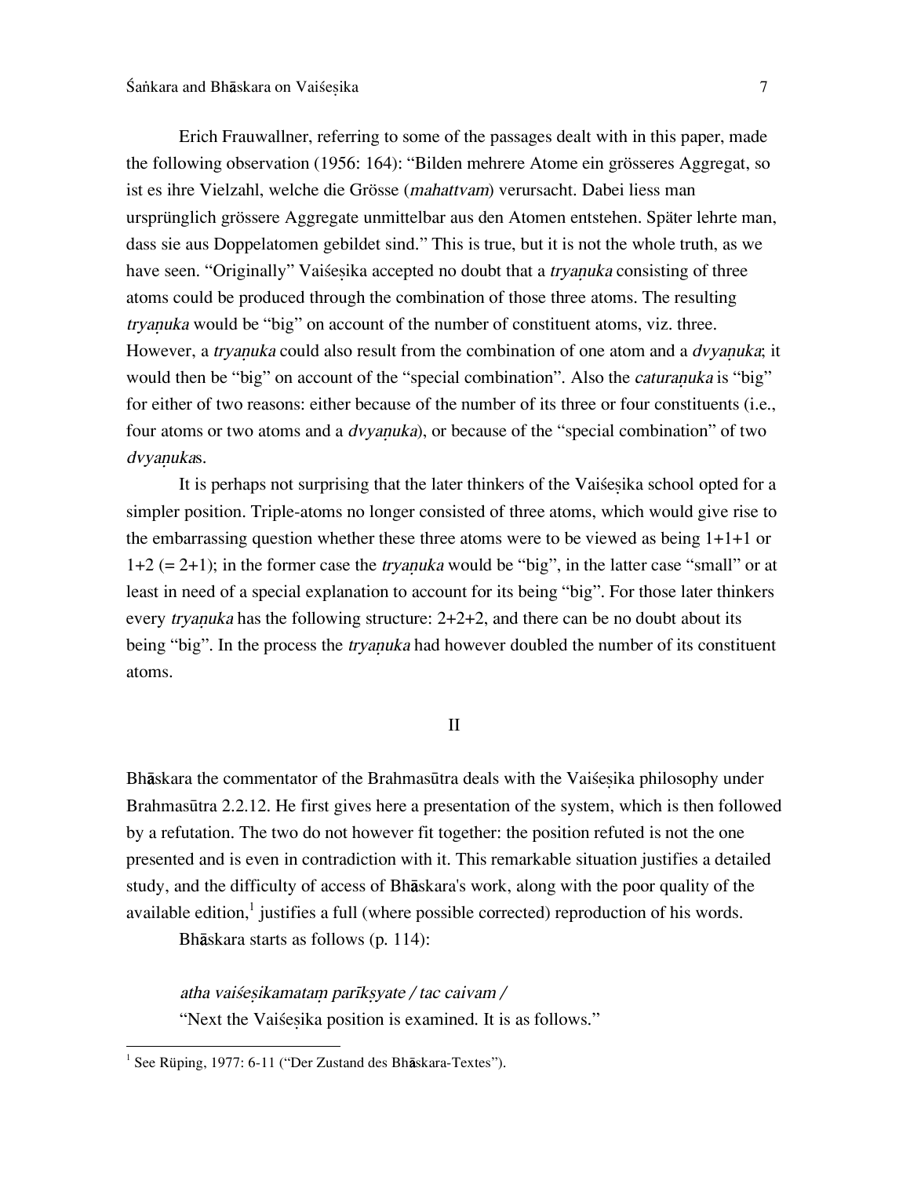Erich Frauwallner, referring to some of the passages dealt with in this paper, made the following observation (1956: 164): "Bilden mehrere Atome ein grösseres Aggregat, so ist es ihre Vielzahl, welche die Grösse (*mahattvam*) verursacht. Dabei liess man ursprünglich grössere Aggregate unmittelbar aus den Atomen entstehen. Später lehrte man, dass sie aus Doppelatomen gebildet sind." This is true, but it is not the whole truth, as we have seen. "Originally" Vaiśeṣika accepted no doubt that a *tryaṇuka* consisting of three atoms could be produced through the combination of those three atoms. The resulting *tryaṇuka* would be "big" on account of the number of constituent atoms, viz. three. However, a *tryaṇuka* could also result from the combination of one atom and a *dvyaṇuka*; it would then be "big" on account of the "special combination". Also the *caturaṇuka* is "big" for either of two reasons: either because of the number of its three or four constituents (i.e., four atoms or two atoms and a *dvyaṇuka*), or because of the "special combination" of two *dvyaṇuka*s.

It is perhaps not surprising that the later thinkers of the Vaiśeṣika school opted for a simpler position. Triple-atoms no longer consisted of three atoms, which would give rise to the embarrassing question whether these three atoms were to be viewed as being 1+1+1 or 1+2 (= 2+1); in the former case the *tryaṇuka* would be "big", in the latter case "small" or at least in need of a special explanation to account for its being "big". For those later thinkers every *tryaṇuka* has the following structure: 2+2+2, and there can be no doubt about its being "big". In the process the *tryaṇuka* had however doubled the number of its constituent atoms.

## II

Bhāskara the commentator of the Brahmasūtra deals with the Vaiśeṣika philosophy under Brahmasūtra 2.2.12. He first gives here a presentation of the system, which is then followed by a refutation. The two do not however fit together: the position refuted is not the one presented and is even in contradiction with it. This remarkable situation justifies a detailed study, and the difficulty of access of Bhāskara's work, along with the poor quality of the available edition,[1] justifies a full (where possible corrected) reproduction of his words.

Bhāskara starts as follows (p. 114):

*atha vaiśeṣikamataṃ parīkṣyate / tac caivam /*
"Next the Vaiśeṣika position is examined. It is as follows."

[1] See Rüping, 1977: 6-11 ("Der Zustand des Bhāskara-Textes").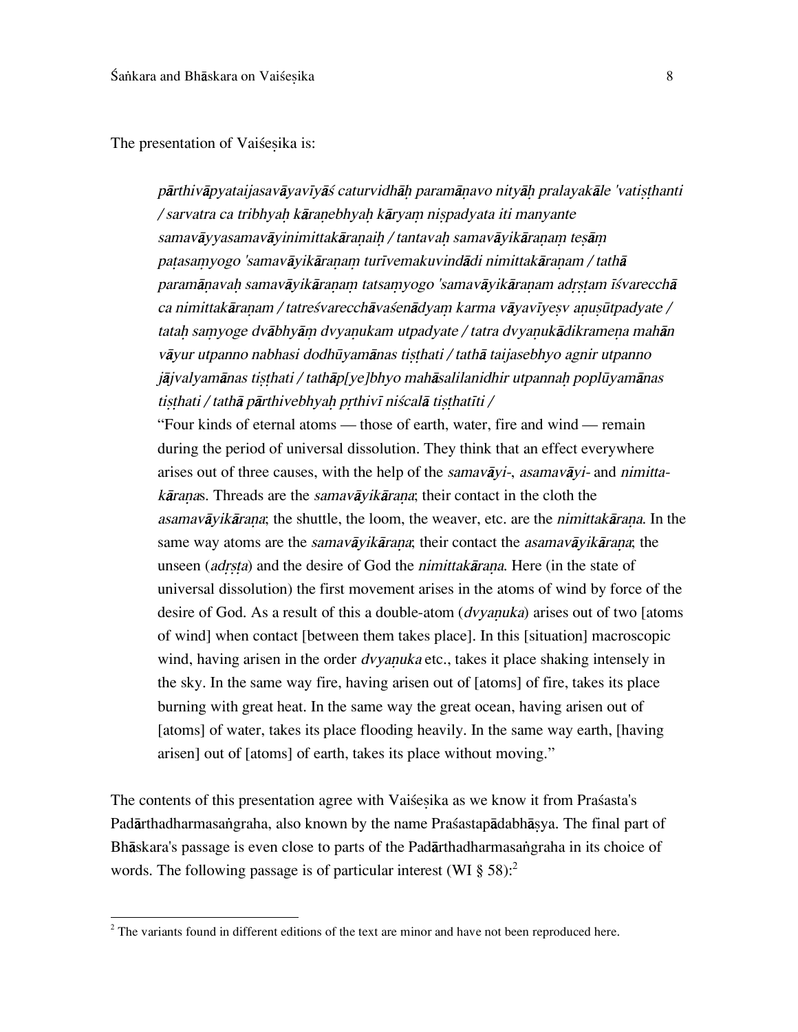The presentation of Vaiśeṣika is:

> *pārthivāpyataijasavāyavīyāś caturvidhāḥ paramāṇavo nityāḥ pralayakāle 'vatiṣṭhanti / sarvatra ca tribhyaḥ kāraṇebhyaḥ kāryaṃ niṣpadyata iti manyante samavāyyasamavāyinimittakāraṇaiḥ / tantavaḥ samavāyikāraṇaṃ teṣāṃ paṭasaṃyogo 'samavāyikāraṇaṃ turīvemakuvindādi nimittakāraṇam / tathā paramāṇavaḥ samavāyikāraṇaṃ tatsaṃyogo 'samavāyikāraṇam adṛṣṭam īśvarecchā ca nimittakāraṇam / tatreśvarecchāvaśenādyaṃ karma vāyavīyeṣv aṇuṣūtpadyate / tataḥ saṃyoge dvābhyāṃ dvyaṇukam utpadyate / tatra dvyaṇukādikrameṇa mahān vāyur utpanno nabhasi dodhūyamānas tiṣṭhati / tathā taijasebhyo agnir utpanno jājvalyamānas tiṣṭhati / tathāp[ye]bhyo mahāsalilanidhir utpannaḥ poplūyamānas tiṣṭhati / tathā pārthivebhyaḥ pṛthivī niścalā tiṣṭhatīti /*
>
> "Four kinds of eternal atoms — those of earth, water, fire and wind — remain during the period of universal dissolution. They think that an effect everywhere arises out of three causes, with the help of the *samavāyi-*, *asamavāyi-* and *nimitta-kāraṇa*s. Threads are the *samavāyikāraṇa*; their contact in the cloth the *asamavāyikāraṇa*; the shuttle, the loom, the weaver, etc. are the *nimittakāraṇa*. In the same way atoms are the *samavāyikāraṇa*; their contact the *asamavāyikāraṇa*; the unseen (*adṛṣṭa*) and the desire of God the *nimittakāraṇa*. Here (in the state of universal dissolution) the first movement arises in the atoms of wind by force of the desire of God. As a result of this a double-atom (*dvyaṇuka*) arises out of two [atoms of wind] when contact [between them takes place]. In this [situation] macroscopic wind, having arisen in the order *dvyaṇuka* etc., takes it place shaking intensely in the sky. In the same way fire, having arisen out of [atoms] of fire, takes its place burning with great heat. In the same way the great ocean, having arisen out of [atoms] of water, takes its place flooding heavily. In the same way earth, [having arisen] out of [atoms] of earth, takes its place without moving."

The contents of this presentation agree with Vaiśeṣika as we know it from Praśasta's Padārthadharmasaṅgraha, also known by the name Praśastapādabhāṣya. The final part of Bhāskara's passage is even close to parts of the Padārthadharmasaṅgraha in its choice of words. The following passage is of particular interest (WI § 58):[2]

---

[2] The variants found in different editions of the text are minor and have not been reproduced here.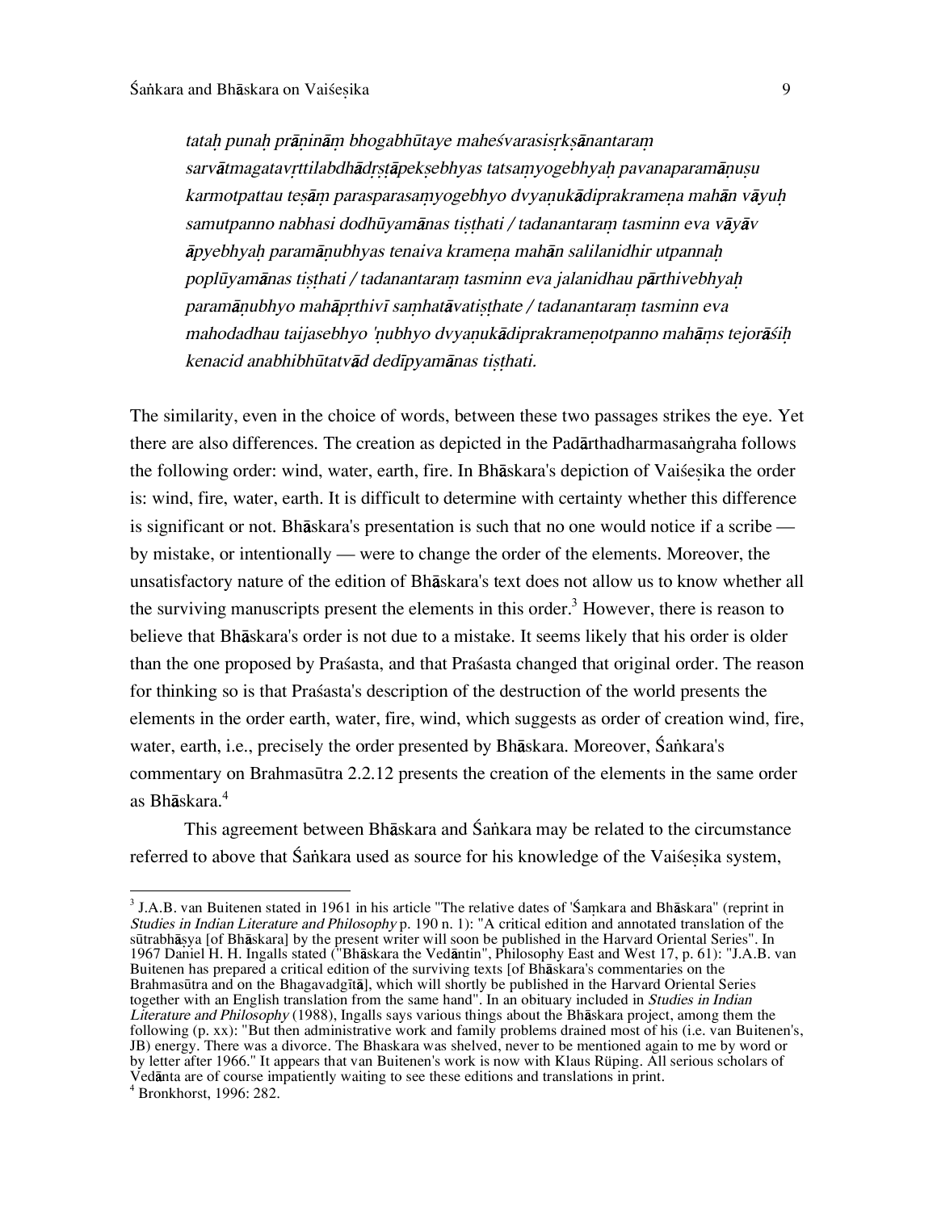*tataḥ punaḥ prāṇināṃ bhogabhūtaye maheśvarasisṛkṣānantaraṃ sarvātmagatavṛttilabdhādṛṣṭāpekṣebhyas tatsaṃyogebhyaḥ pavanaparamāṇuṣu karmotpattau teṣāṃ parasparasaṃyogebhyo dvyaṇukādiprakrameṇa mahān vāyuḥ samutpanno nabhasi dodhūyamānas tiṣṭhati / tadanantaraṃ tasminn eva vāyāv āpyebhyaḥ paramāṇubhyas tenaiva krameṇa mahān salilanidhir utpannaḥ poplūyamānas tiṣṭhati / tadanantaraṃ tasminn eva jalanidhau pārthivebhyaḥ paramāṇubhyo mahāpṛthivī saṃhatāvatiṣṭhate / tadanantaraṃ tasminn eva mahodadhau taijasebhyo 'ṇubhyo dvyaṇukādiprakrameṇotpanno mahāṃs tejorāśiḥ kenacid anabhibhūtatvād dedīpyamānas tiṣṭhati.*

The similarity, even in the choice of words, between these two passages strikes the eye. Yet there are also differences. The creation as depicted in the Padārthadharmasaṅgraha follows the following order: wind, water, earth, fire. In Bhāskara's depiction of Vaiśeṣika the order is: wind, fire, water, earth. It is difficult to determine with certainty whether this difference is significant or not. Bhāskara's presentation is such that no one would notice if a scribe — by mistake, or intentionally — were to change the order of the elements. Moreover, the unsatisfactory nature of the edition of Bhāskara's text does not allow us to know whether all the surviving manuscripts present the elements in this order.[3] However, there is reason to believe that Bhāskara's order is not due to a mistake. It seems likely that his order is older than the one proposed by Praśasta, and that Praśasta changed that original order. The reason for thinking so is that Praśasta's description of the destruction of the world presents the elements in the order earth, water, fire, wind, which suggests as order of creation wind, fire, water, earth, i.e., precisely the order presented by Bhāskara. Moreover, Śaṅkara's commentary on Brahmasūtra 2.2.12 presents the creation of the elements in the same order as Bhāskara.[4]

This agreement between Bhāskara and Śaṅkara may be related to the circumstance referred to above that Śaṅkara used as source for his knowledge of the Vaiśeṣika system,

---

[3] J.A.B. van Buitenen stated in 1961 in his article "The relative dates of 'Śaṃkara and Bhāskara" (reprint in *Studies in Indian Literature and Philosophy* p. 190 n. 1): "A critical edition and annotated translation of the sūtrabhāṣya [of Bhāskara] by the present writer will soon be published in the Harvard Oriental Series". In 1967 Daniel H. H. Ingalls stated ("Bhāskara the Vedāntin", Philosophy East and West 17, p. 61): "J.A.B. van Buitenen has prepared a critical edition of the surviving texts [of Bhāskara's commentaries on the Brahmasūtra and on the Bhagavadgītā], which will shortly be published in the Harvard Oriental Series together with an English translation from the same hand". In an obituary included in *Studies in Indian Literature and Philosophy* (1988), Ingalls says various things about the Bhāskara project, among them the following (p. xx): "But then administrative work and family problems drained most of his (i.e. van Buitenen's, JB) energy. There was a divorce. The Bhaskara was shelved, never to be mentioned again to me by word or by letter after 1966." It appears that van Buitenen's work is now with Klaus Rüping. All serious scholars of Vedānta are of course impatiently waiting to see these editions and translations in print.

[4] Bronkhorst, 1996: 282.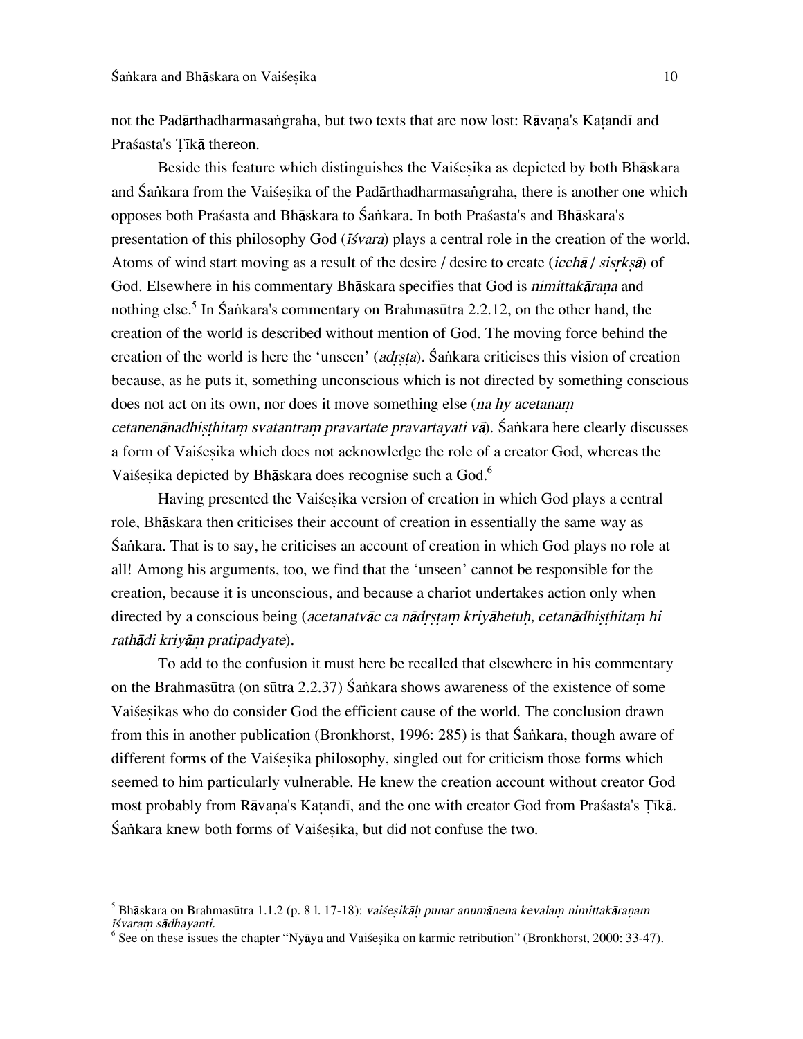not the Padārthadharmasaṅgraha, but two texts that are now lost: Rāvaṇa's Kaṭandī and Praśasta's Ṭīkā thereon.

Beside this feature which distinguishes the Vaiśeṣika as depicted by both Bhāskara and Śaṅkara from the Vaiśeṣika of the Padārthadharmasaṅgraha, there is another one which opposes both Praśasta and Bhāskara to Śaṅkara. In both Praśasta's and Bhāskara's presentation of this philosophy God (*īśvara*) plays a central role in the creation of the world. Atoms of wind start moving as a result of the desire / desire to create (*icchā* / *sisṛkṣā*) of God. Elsewhere in his commentary Bhāskara specifies that God is *nimittakāraṇa* and nothing else.[5] In Śaṅkara's commentary on Brahmasūtra 2.2.12, on the other hand, the creation of the world is described without mention of God. The moving force behind the creation of the world is here the 'unseen' (*adṛṣṭa*). Śaṅkara criticises this vision of creation because, as he puts it, something unconscious which is not directed by something conscious does not act on its own, nor does it move something else (*na hy acetanaṃ cetanenānadhiṣṭhitaṃ svatantraṃ pravartate pravartayati vā*). Śaṅkara here clearly discusses a form of Vaiśeṣika which does not acknowledge the role of a creator God, whereas the Vaiśeṣika depicted by Bhāskara does recognise such a God.[6]

Having presented the Vaiśeṣika version of creation in which God plays a central role, Bhāskara then criticises their account of creation in essentially the same way as Śaṅkara. That is to say, he criticises an account of creation in which God plays no role at all! Among his arguments, too, we find that the 'unseen' cannot be responsible for the creation, because it is unconscious, and because a chariot undertakes action only when directed by a conscious being (*acetanatvāc ca nādṛṣṭaṃ kriyāhetuḥ, cetanādhiṣṭhitaṃ hi rathādi kriyāṃ pratipadyate*).

To add to the confusion it must here be recalled that elsewhere in his commentary on the Brahmasūtra (on sūtra 2.2.37) Śaṅkara shows awareness of the existence of some Vaiśeṣikas who do consider God the efficient cause of the world. The conclusion drawn from this in another publication (Bronkhorst, 1996: 285) is that Śaṅkara, though aware of different forms of the Vaiśeṣika philosophy, singled out for criticism those forms which seemed to him particularly vulnerable. He knew the creation account without creator God most probably from Rāvaṇa's Kaṭandī, and the one with creator God from Praśasta's Ṭīkā. Śaṅkara knew both forms of Vaiśeṣika, but did not confuse the two.

---

[5] Bhāskara on Brahmasūtra 1.1.2 (p. 8 l. 17-18): *vaiśeṣikāḥ punar anumānena kevalaṃ nimittakāraṇam īśvaraṃ sādhayanti.*

[6] See on these issues the chapter "Nyāya and Vaiśeṣika on karmic retribution" (Bronkhorst, 2000: 33-47).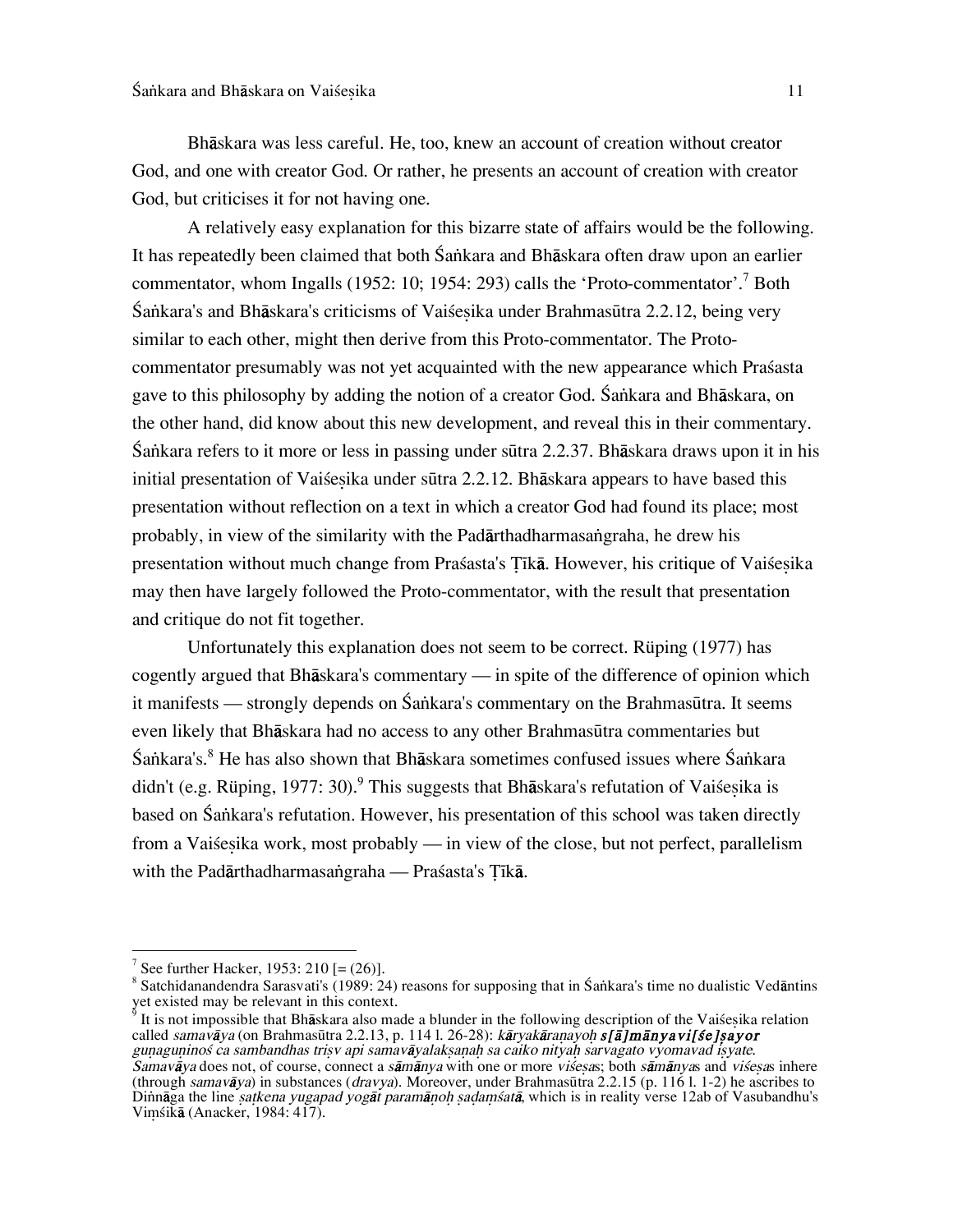Bhāskara was less careful. He, too, knew an account of creation without creator God, and one with creator God. Or rather, he presents an account of creation with creator God, but criticises it for not having one.

A relatively easy explanation for this bizarre state of affairs would be the following. It has repeatedly been claimed that both Śaṅkara and Bhāskara often draw upon an earlier commentator, whom Ingalls (1952: 10; 1954: 293) calls the 'Proto-commentator'.[7] Both Śaṅkara's and Bhāskara's criticisms of Vaiśeṣika under Brahmasūtra 2.2.12, being very similar to each other, might then derive from this Proto-commentator. The Proto-commentator presumably was not yet acquainted with the new appearance which Praśasta gave to this philosophy by adding the notion of a creator God. Śaṅkara and Bhāskara, on the other hand, did know about this new development, and reveal this in their commentary. Śaṅkara refers to it more or less in passing under sūtra 2.2.37. Bhāskara draws upon it in his initial presentation of Vaiśeṣika under sūtra 2.2.12. Bhāskara appears to have based this presentation without reflection on a text in which a creator God had found its place; most probably, in view of the similarity with the Padārthadharmasaṅgraha, he drew his presentation without much change from Praśasta's Ṭīkā. However, his critique of Vaiśeṣika may then have largely followed the Proto-commentator, with the result that presentation and critique do not fit together.

Unfortunately this explanation does not seem to be correct. Rüping (1977) has cogently argued that Bhāskara's commentary — in spite of the difference of opinion which it manifests — strongly depends on Śaṅkara's commentary on the Brahmasūtra. It seems even likely that Bhāskara had no access to any other Brahmasūtra commentaries but Śaṅkara's.[8] He has also shown that Bhāskara sometimes confused issues where Śaṅkara didn't (e.g. Rüping, 1977: 30).[9] This suggests that Bhāskara's refutation of Vaiśeṣika is based on Śaṅkara's refutation. However, his presentation of this school was taken directly from a Vaiśeṣika work, most probably — in view of the close, but not perfect, parallelism with the Padārthadharmasaṅgraha — Praśasta's Ṭīkā.

---

[7] See further Hacker, 1953: 210 [= (26)].

[8] Satchidanandendra Sarasvati's (1989: 24) reasons for supposing that in Śaṅkara's time no dualistic Vedāntins yet existed may be relevant in this context.

[9] It is not impossible that Bhāskara also made a blunder in the following description of the Vaiśeṣika relation called *samavāya* (on Brahmasūtra 2.2.13, p. 114 l. 26-28): *kāryakāraṇayoḥ* ***s[ā]mānyavi[śe]ṣayor*** *guṇaguṇinoś ca sambandhas triṣv api samavāyalakṣaṇaḥ sa caiko nityaḥ sarvagato vyomavad iṣyate*. *Samavāya* does not, of course, connect a *sāmānya* with one or more *viśeṣa*s; both *sāmānya*s and *viśeṣa*s inhere (through *samavāya*) in substances (*dravya*). Moreover, under Brahmasūtra 2.2.15 (p. 116 l. 1-2) he ascribes to Diṅnāga the line *ṣaṭkena yugapad yogāt paramāṇoḥ ṣaḍaṃśatā*, which is in reality verse 12ab of Vasubandhu's Viṃśikā (Anacker, 1984: 417).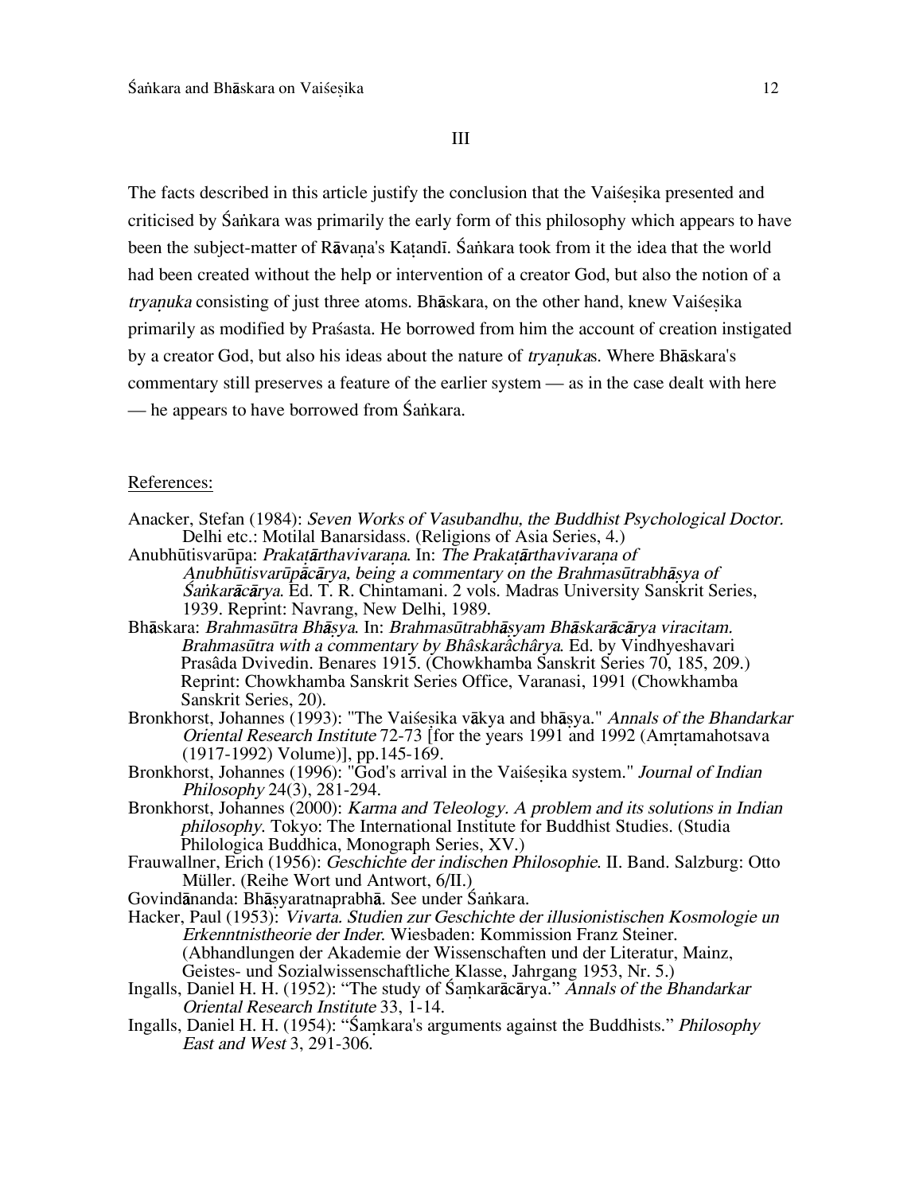## III

The facts described in this article justify the conclusion that the Vaiśeṣika presented and criticised by Śaṅkara was primarily the early form of this philosophy which appears to have been the subject-matter of Rāvaṇa's Kaṭandī. Śaṅkara took from it the idea that the world had been created without the help or intervention of a creator God, but also the notion of a *tryaṇuka* consisting of just three atoms. Bhāskara, on the other hand, knew Vaiśeṣika primarily as modified by Praśasta. He borrowed from him the account of creation instigated by a creator God, but also his ideas about the nature of *tryaṇuka*s. Where Bhāskara's commentary still preserves a feature of the earlier system — as in the case dealt with here — he appears to have borrowed from Śaṅkara.

References:

Anacker, Stefan (1984): *Seven Works of Vasubandhu, the Buddhist Psychological Doctor.* Delhi etc.: Motilal Banarsidass. (Religions of Asia Series, 4.)

Anubhūtisvarūpa: *Prakaṭārthavivaraṇa*. In: *The Prakaṭārthavivaraṇa of Anubhūtisvarūpācārya, being a commentary on the Brahmasūtrabhāṣya of Śaṅkarācārya*. Ed. T. R. Chintamani. 2 vols. Madras University Sanskrit Series, 1939. Reprint: Navrang, New Delhi, 1989.

Bhāskara: *Brahmasūtra Bhāṣya*. In: *Brahmasūtrabhāṣyam Bhāskarācārya viracitam. Brahmasūtra with a commentary by Bhâskarâchârya*. Ed. by Vindhyeshavari Prasâda Dvivedin. Benares 1915. (Chowkhamba Sanskrit Series 70, 185, 209.) Reprint: Chowkhamba Sanskrit Series Office, Varanasi, 1991 (Chowkhamba Sanskrit Series, 20).

Bronkhorst, Johannes (1993): "The Vaiśeṣika vākya and bhāṣya." *Annals of the Bhandarkar Oriental Research Institute* 72-73 [for the years 1991 and 1992 (Amṛtamahotsava (1917-1992) Volume)], pp.145-169.

Bronkhorst, Johannes (1996): "God's arrival in the Vaiśeṣika system." *Journal of Indian Philosophy* 24(3), 281-294.

Bronkhorst, Johannes (2000): *Karma and Teleology. A problem and its solutions in Indian philosophy*. Tokyo: The International Institute for Buddhist Studies. (Studia Philologica Buddhica, Monograph Series, XV.)

Frauwallner, Erich (1956): *Geschichte der indischen Philosophie*. II. Band. Salzburg: Otto Müller. (Reihe Wort und Antwort, 6/II.)

Govindānanda: Bhāṣyaratnaprabhā. See under Śaṅkara.

Hacker, Paul (1953): *Vivarta. Studien zur Geschichte der illusionistischen Kosmologie un Erkenntnistheorie der Inder*. Wiesbaden: Kommission Franz Steiner. (Abhandlungen der Akademie der Wissenschaften und der Literatur, Mainz, Geistes- und Sozialwissenschaftliche Klasse, Jahrgang 1953, Nr. 5.)

Ingalls, Daniel H. H. (1952): "The study of Śaṃkarācārya." *Annals of the Bhandarkar Oriental Research Institute* 33, 1-14.

Ingalls, Daniel H. H. (1954): "Śaṃkara's arguments against the Buddhists." *Philosophy East and West* 3, 291-306.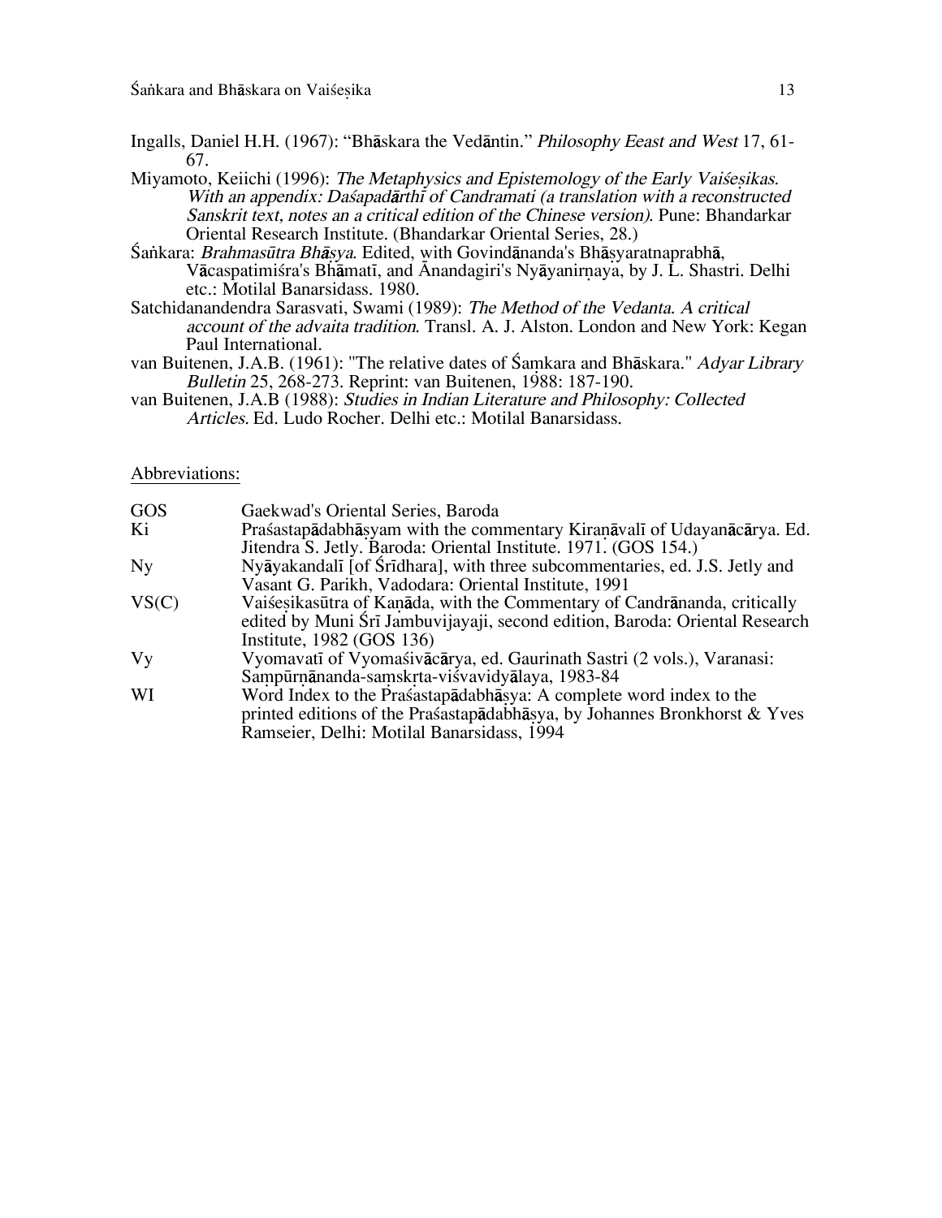Ingalls, Daniel H.H. (1967): "Bhāskara the Vedāntin." *Philosophy Eeast and West* 17, 61-67.

Miyamoto, Keiichi (1996): *The Metaphysics and Epistemology of the Early Vaiśeṣikas. With an appendix: Daśapadārthī of Candramati (a translation with a reconstructed Sanskrit text, notes an a critical edition of the Chinese version)*. Pune: Bhandarkar Oriental Research Institute. (Bhandarkar Oriental Series, 28.)

Śaṅkara: *Brahmasūtra Bhāṣya*. Edited, with Govindānanda's Bhāṣyaratnaprabhā, Vācaspatimiśra's Bhāmatī, and Ānandagiri's Nyāyanirṇaya, by J. L. Shastri. Delhi etc.: Motilal Banarsidass. 1980.

Satchidanandendra Sarasvati, Swami (1989): *The Method of the Vedanta. A critical account of the advaita tradition*. Transl. A. J. Alston. London and New York: Kegan Paul International.

van Buitenen, J.A.B. (1961): "The relative dates of Śaṃkara and Bhāskara." *Adyar Library Bulletin* 25, 268-273. Reprint: van Buitenen, 1988: 187-190.

van Buitenen, J.A.B (1988): *Studies in Indian Literature and Philosophy: Collected Articles.* Ed. Ludo Rocher. Delhi etc.: Motilal Banarsidass.

Abbreviations:

| | |
|---|---|
| GOS | Gaekwad's Oriental Series, Baroda |
| Ki | Praśastapādabhāṣyam with the commentary Kiraṇāvalī of Udayanācārya. Ed. Jitendra S. Jetly. Baroda: Oriental Institute. 1971. (GOS 154.) |
| Ny | Nyāyakandalī [of Śrīdhara], with three subcommentaries, ed. J.S. Jetly and Vasant G. Parikh, Vadodara: Oriental Institute, 1991 |
| VS(C) | Vaiśeṣikasūtra of Kaṇāda, with the Commentary of Candrānanda, critically edited by Muni Śrī Jambuvijayaji, second edition, Baroda: Oriental Research Institute, 1982 (GOS 136) |
| Vy | Vyomavatī of Vyomaśivācārya, ed. Gaurinath Sastri (2 vols.), Varanasi: Saṃpūrṇānanda-saṃskṛta-viśvavidyālaya, 1983-84 |
| WI | Word Index to the Praśastapādabhāṣya: A complete word index to the printed editions of the Praśastapādabhāṣya, by Johannes Bronkhorst & Yves Ramseier, Delhi: Motilal Banarsidass, 1994 |